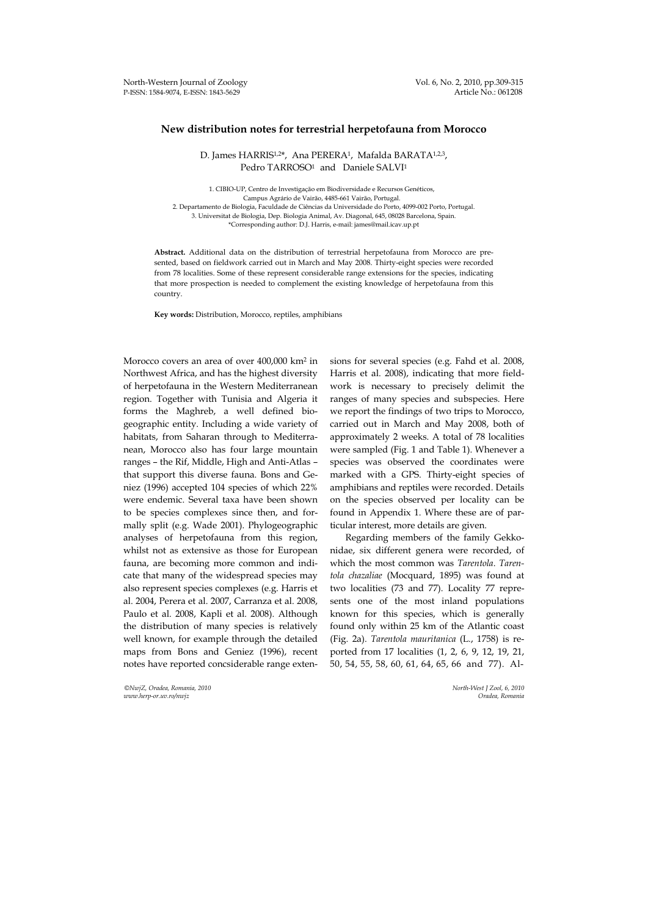# New distribution notes for terrestrial herpetofauna from Morocco

D. James HARRIS[1,2*], Ana PERERA[1], Mafalda BARATA[1,2,3], Pedro TARROSO[1] and Daniele SALVI[1]

1. CIBIO-UP, Centro de Investigação em Biodiversidade e Recursos Genéticos, Campus Agrário de Vairão, 4485-661 Vairão, Portugal.
2. Departamento de Biologia, Faculdade de Ciências da Universidade do Porto, 4099-002 Porto, Portugal.
3. Universitat de Biologia, Dep. Biologia Animal, Av. Diagonal, 645, 08028 Barcelona, Spain.
*Corresponding author: D.J. Harris, e-mail: james@mail.icav.up.pt

**Abstract.** Additional data on the distribution of terrestrial herpetofauna from Morocco are presented, based on fieldwork carried out in March and May 2008. Thirty-eight species were recorded from 78 localities. Some of these represent considerable range extensions for the species, indicating that more prospection is needed to complement the existing knowledge of herpetofauna from this country.

**Key words:** Distribution, Morocco, reptiles, amphibians

Morocco covers an area of over 400,000 km$^2$ in Northwest Africa, and has the highest diversity of herpetofauna in the Western Mediterranean region. Together with Tunisia and Algeria it forms the Maghreb, a well defined biogeographic entity. Including a wide variety of habitats, from Saharan through to Mediterranean, Morocco also has four large mountain ranges – the Rif, Middle, High and Anti-Atlas – that support this diverse fauna. Bons and Geniez (1996) accepted 104 species of which 22% were endemic. Several taxa have been shown to be species complexes since then, and formally split (e.g. Wade 2001). Phylogeographic analyses of herpetofauna from this region, whilst not as extensive as those for European fauna, are becoming more common and indicate that many of the widespread species may also represent species complexes (e.g. Harris et al. 2004, Perera et al. 2007, Carranza et al. 2008, Paulo et al. 2008, Kapli et al. 2008). Although the distribution of many species is relatively well known, for example through the detailed maps from Bons and Geniez (1996), recent notes have reported concsiderable range extensions for several species (e.g. Fahd et al. 2008, Harris et al. 2008), indicating that more fieldwork is necessary to precisely delimit the ranges of many species and subspecies. Here we report the findings of two trips to Morocco, carried out in March and May 2008, both of approximately 2 weeks. A total of 78 localities were sampled (Fig. 1 and Table 1). Whenever a species was observed the coordinates were marked with a GPS. Thirty-eight species of amphibians and reptiles were recorded. Details on the species observed per locality can be found in Appendix 1. Where these are of particular interest, more details are given.

Regarding members of the family Gekkonidae, six different genera were recorded, of which the most common was *Tarentola*. *Tarentola chazaliae* (Mocquard, 1895) was found at two localities (73 and 77). Locality 77 represents one of the most inland populations known for this species, which is generally found only within 25 km of the Atlantic coast (Fig. 2a). *Tarentola mauritanica* (L., 1758) is reported from 17 localities (1, 2, 6, 9, 12, 19, 21, 50, 54, 55, 58, 60, 61, 64, 65, 66 and 77). Al-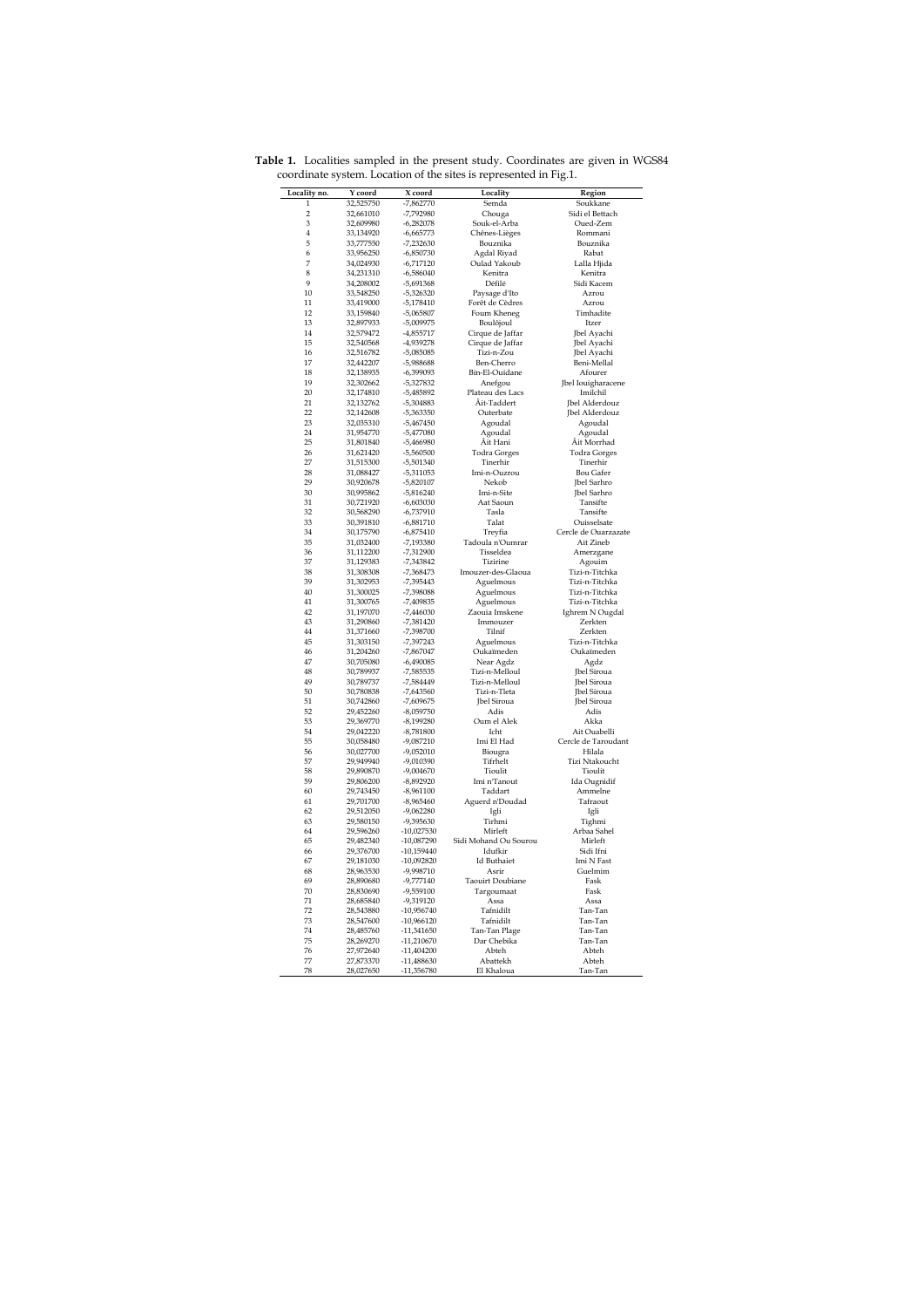**Table 1.** Localities sampled in the present study. Coordinates are given in WGS84 coordinate system. Location of the sites is represented in Fig.1.

| Locality no. | Y coord | X coord | Locality | Region |
|---|---|---|---|---|
| 1 | 32,525750 | -7,862770 | Semda | Soukkane |
| 2 | 32,661010 | -7,792980 | Chouga | Sidi el Bettach |
| 3 | 32,609980 | -6,282078 | Souk-el-Arba | Oued-Zem |
| 4 | 33,134920 | -6,665773 | Chênes-Lièges | Rommani |
| 5 | 33,777550 | -7,232630 | Bouznika | Bouznika |
| 6 | 33,956250 | -6,850730 | Agdal Riyad | Rabat |
| 7 | 34,024930 | -6,717120 | Oulad Yakoub | Lalla Hjida |
| 8 | 34,231310 | -6,586040 | Kenitra | Kenitra |
| 9 | 34,208002 | -5,691368 | Défilé | Sidi Kacem |
| 10 | 33,548250 | -5,326320 | Paysage d'Ito | Azrou |
| 11 | 33,419000 | -5,178410 | Forêt de Cèdres | Azrou |
| 12 | 33,159840 | -5,065807 | Foum Kheneg | Timhadite |
| 13 | 32,897933 | -5,009975 | Boulôjoul | Itzer |
| 14 | 32,579472 | -4,855717 | Cirque de Jaffar | Jbel Ayachi |
| 15 | 32,540568 | -4,939278 | Cirque de Jaffar | Jbel Ayachi |
| 16 | 32,516782 | -5,085085 | Tizi-n-Zou | Jbel Ayachi |
| 17 | 32,442207 | -5,988688 | Ben-Cherro | Beni-Mellal |
| 18 | 32,138935 | -6,399093 | Bin-El-Ouidane | Afourer |
| 19 | 32,302662 | -5,327832 | Anefgou | Jbel Iouigharacene |
| 20 | 32,174810 | -5,485892 | Plateau des Lacs | Imilchil |
| 21 | 32,132762 | -5,304883 | Âit-Taddert | Jbel Alderdouz |
| 22 | 32,142608 | -5,363350 | Outerbate | Jbel Alderdouz |
| 23 | 32,035310 | -5,467450 | Agoudal | Agoudal |
| 24 | 31,954770 | -5,477080 | Agoudal | Agoudal |
| 25 | 31,801840 | -5,466980 | Âit Hani | Âit Morrhad |
| 26 | 31,621420 | -5,560500 | Todra Gorges | Todra Gorges |
| 27 | 31,515300 | -5,501340 | Tinerhir | Tinerhir |
| 28 | 31,088427 | -5,311053 | Imi-n-Ouzrou | Bou Gafer |
| 29 | 30,920678 | -5,820107 | Nekob | Jbel Sarhro |
| 30 | 30,995862 | -5,816240 | Imi-n-Site | Jbel Sarhro |
| 31 | 30,721920 | -6,603030 | Aat Saoun | Tansifte |
| 32 | 30,568290 | -6,737910 | Tasla | Tansifte |
| 33 | 30,391810 | -6,881710 | Talat | Ouisselsate |
| 34 | 30,175790 | -6,875410 | Treyfia | Cercle de Ouarzazate |
| 35 | 31,032400 | -7,193380 | Tadoula n'Oumrar | Ait Zineb |
| 36 | 31,112200 | -7,312900 | Tisseldea | Amerzgane |
| 37 | 31,129383 | -7,343842 | Tizirine | Agouim |
| 38 | 31,308308 | -7,368473 | Imouzer-des-Glaoua | Tizi-n-Titchka |
| 39 | 31,302953 | -7,395443 | Aguelmous | Tizi-n-Titchka |
| 40 | 31,300025 | -7,398088 | Aguelmous | Tizi-n-Titchka |
| 41 | 31,300765 | -7,409835 | Aguelmous | Tizi-n-Titchka |
| 42 | 31,197070 | -7,446030 | Zaouia Imskene | Ighrem N Ougdal |
| 43 | 31,290860 | -7,381420 | Immouzer | Zerkten |
| 44 | 31,371660 | -7,398700 | Tilnif | Zerkten |
| 45 | 31,303150 | -7,397243 | Aguelmous | Tizi-n-Titchka |
| 46 | 31,204260 | -7,867047 | Oukaïmeden | Oukaïmeden |
| 47 | 30,705080 | -6,490085 | Near Agdz | Agdz |
| 48 | 30,789937 | -7,585535 | Tizi-n-Melloul | Jbel Siroua |
| 49 | 30,789737 | -7,584449 | Tizi-n-Melloul | Jbel Siroua |
| 50 | 30,780838 | -7,643560 | Tizi-n-Tleta | Jbel Siroua |
| 51 | 30,742860 | -7,609675 | Jbel Siroua | Jbel Siroua |
| 52 | 29,452260 | -8,059750 | Adis | Adis |
| 53 | 29,369770 | -8,199280 | Oum el Alek | Akka |
| 54 | 29,042220 | -8,781800 | Icht | Ait Ouabelli |
| 55 | 30,058480 | -9,087210 | Imi El Had | Cercle de Taroudant |
| 56 | 30,027700 | -9,052010 | Biougra | Hilala |
| 57 | 29,949940 | -9,010390 | Tifrhelt | Tizi Ntakoucht |
| 58 | 29,890870 | -9,004670 | Tioulit | Tioulit |
| 59 | 29,806200 | -8,892920 | Imi n'Tanout | Ida Ougnidif |
| 60 | 29,743450 | -8,961100 | Taddart | Ammelne |
| 61 | 29,701700 | -8,965460 | Aguerd n'Doudad | Tafraout |
| 62 | 29,512050 | -9,062280 | Igli | Igli |
| 63 | 29,580150 | -9,395630 | Tirhmi | Tighmi |
| 64 | 29,596260 | -10,027530 | Mirleft | Arbaa Sahel |
| 65 | 29,482340 | -10,087290 | Sidi Mohand Ou Sourou | Mirleft |
| 66 | 29,376700 | -10,159440 | Idufkir | Sidi Ifni |
| 67 | 29,181030 | -10,092820 | Id Buthaiet | Imi N Fast |
| 68 | 28,963530 | -9,998710 | Asrir | Guelmim |
| 69 | 28,890680 | -9,777140 | Taouirt Doubiane | Fask |
| 70 | 28,830690 | -9,559100 | Targoumaat | Fask |
| 71 | 28,685840 | -9,319120 | Assa | Assa |
| 72 | 28,543880 | -10,956740 | Tafnidilt | Tan-Tan |
| 73 | 28,547600 | -10,966120 | Tafnidilt | Tan-Tan |
| 74 | 28,485760 | -11,341650 | Tan-Tan Plage | Tan-Tan |
| 75 | 28,269270 | -11,210670 | Dar Chebika | Tan-Tan |
| 76 | 27,972640 | -11,404200 | Abteh | Abteh |
| 77 | 27,873370 | -11,488630 | Abattekh | Abteh |
| 78 | 28,027650 | -11,356780 | El Khaloua | Tan-Tan |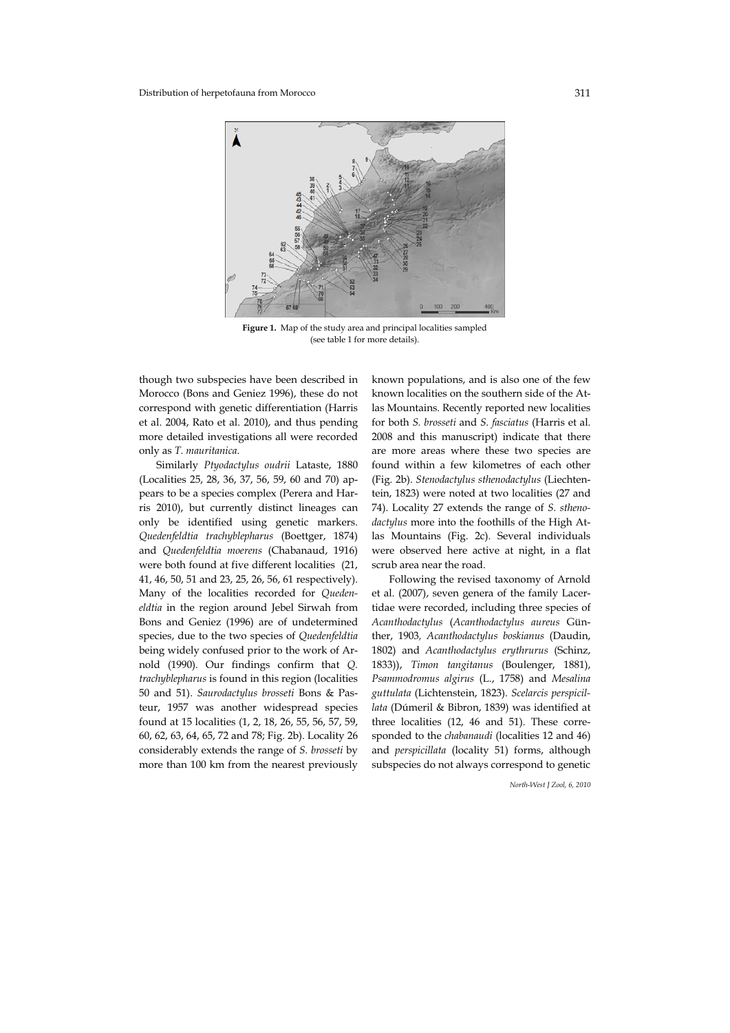**Figure 1.** Map of the study area and principal localities sampled (see table 1 for more details).

though two subspecies have been described in Morocco (Bons and Geniez 1996), these do not correspond with genetic differentiation (Harris et al. 2004, Rato et al. 2010), and thus pending more detailed investigations all were recorded only as *T. mauritanica*.

Similarly *Ptyodactylus oudrii* Lataste, 1880 (Localities 25, 28, 36, 37, 56, 59, 60 and 70) appears to be a species complex (Perera and Harris 2010), but currently distinct lineages can only be identified using genetic markers. *Quedenfeldtia trachyblepharus* (Boettger, 1874) and *Quedenfeldtia moerens* (Chabanaud, 1916) were both found at five different localities (21, 41, 46, 50, 51 and 23, 25, 26, 56, 61 respectively). Many of the localities recorded for *Quedenfeldtia* in the region around Jebel Sirwah from Bons and Geniez (1996) are of undetermined species, due to the two species of *Quedenfeldtia* being widely confused prior to the work of Arnold (1990). Our findings confirm that *Q. trachyblepharus* is found in this region (localities 50 and 51). *Saurodactylus brosseti* Bons & Pasteur, 1957 was another widespread species found at 15 localities (1, 2, 18, 26, 55, 56, 57, 59, 60, 62, 63, 64, 65, 72 and 78; Fig. 2b). Locality 26 considerably extends the range of *S. brosseti* by more than 100 km from the nearest previously known populations, and is also one of the few known localities on the southern side of the Atlas Mountains. Recently reported new localities for both *S. brosseti* and *S. fasciatus* (Harris et al. 2008 and this manuscript) indicate that there are more areas where these two species are found within a few kilometres of each other (Fig. 2b). *Stenodactylus sthenodactylus* (Liechtenstein, 1823) were noted at two localities (27 and 74). Locality 27 extends the range of *S. sthenodactylus* more into the foothills of the High Atlas Mountains (Fig. 2c). Several individuals were observed here active at night, in a flat scrub area near the road.

Following the revised taxonomy of Arnold et al. (2007), seven genera of the family Lacertidae were recorded, including three species of *Acanthodactylus* (*Acanthodactylus aureus* Günther, 1903, *Acanthodactylus boskianus* (Daudin, 1802) and *Acanthodactylus erythrurus* (Schinz, 1833)), *Timon tangitanus* (Boulenger, 1881), *Psammodromus algirus* (L., 1758) and *Mesalina guttulata* (Lichtenstein, 1823). *Scelarcis perspicillata* (Dúmeril & Bibron, 1839) was identified at three localities (12, 46 and 51). These corresponded to the *chabanaudi* (localities 12 and 46) and *perspicillata* (locality 51) forms, although subspecies do not always correspond to genetic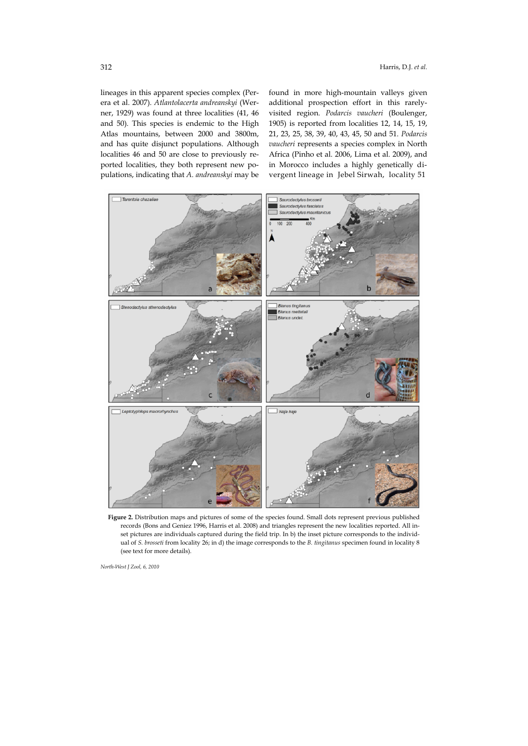lineages in this apparent species complex (Perera et al. 2007). *Atlantolacerta andreanskyi* (Werner, 1929) was found at three localities (41, 46 and 50). This species is endemic to the High Atlas mountains, between 2000 and 3800m, and has quite disjunct populations. Although localities 46 and 50 are close to previously reported localities, they both represent new populations, indicating that *A. andreanskyi* may be found in more high-mountain valleys given additional prospection effort in this rarely-visited region. *Podarcis vaucheri* (Boulenger, 1905) is reported from localities 12, 14, 15, 19, 21, 23, 25, 38, 39, 40, 43, 45, 50 and 51. *Podarcis vaucheri* represents a species complex in North Africa (Pinho et al. 2006, Lima et al. 2009), and in Morocco includes a highly genetically divergent lineage in Jebel Sirwah, locality 51

**Figure 2.** Distribution maps and pictures of some of the species found. Small dots represent previous published records (Bons and Geniez 1996, Harris et al. 2008) and triangles represent the new localities reported. All inset pictures are individuals captured during the field trip. In b) the inset picture corresponds to the individual of *S. brosseti* from locality 26; in d) the image corresponds to the *B. tingitanus* specimen found in locality 8 (see text for more details).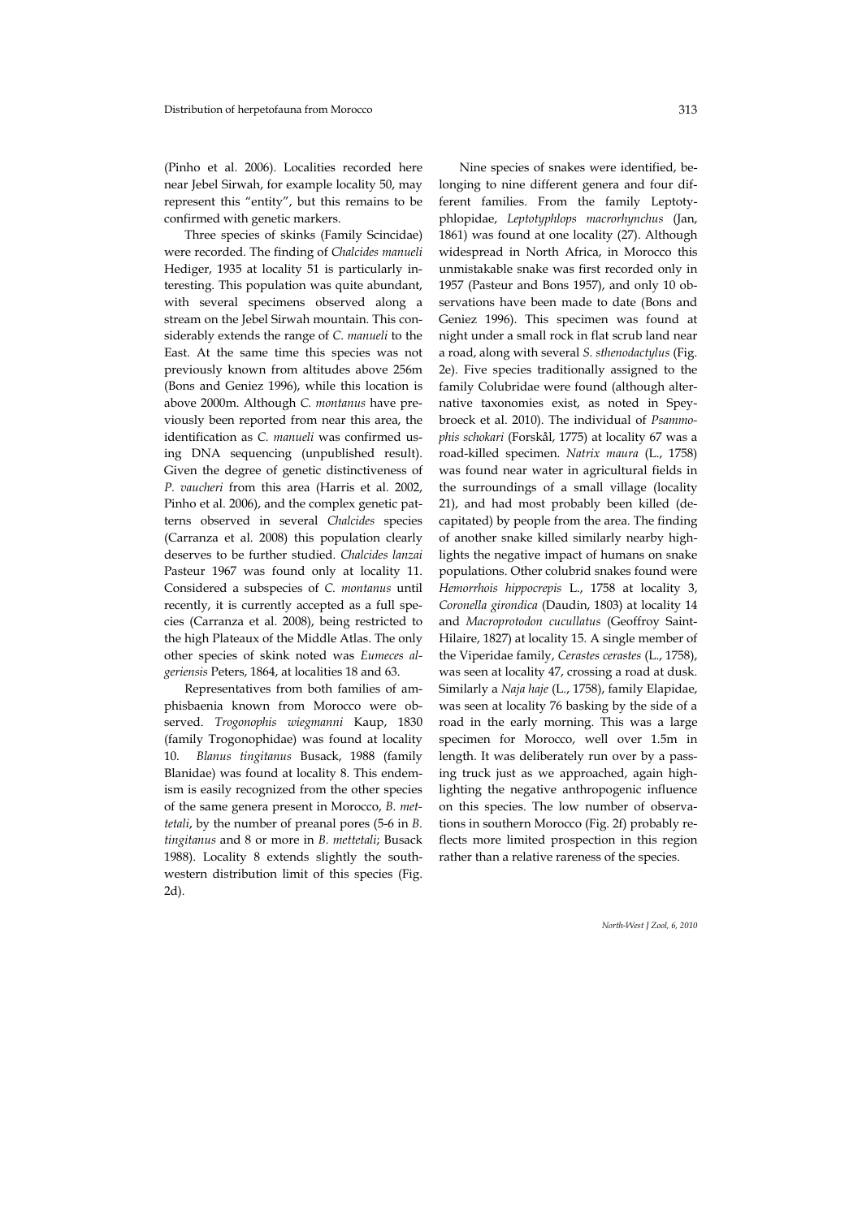(Pinho et al. 2006). Localities recorded here near Jebel Sirwah, for example locality 50, may represent this "entity", but this remains to be confirmed with genetic markers.

Three species of skinks (Family Scincidae) were recorded. The finding of *Chalcides manueli* Hediger, 1935 at locality 51 is particularly interesting. This population was quite abundant, with several specimens observed along a stream on the Jebel Sirwah mountain. This considerably extends the range of *C. manueli* to the East. At the same time this species was not previously known from altitudes above 256m (Bons and Geniez 1996), while this location is above 2000m. Although *C. montanus* have previously been reported from near this area, the identification as *C. manueli* was confirmed using DNA sequencing (unpublished result). Given the degree of genetic distinctiveness of *P. vaucheri* from this area (Harris et al. 2002, Pinho et al. 2006), and the complex genetic patterns observed in several *Chalcides* species (Carranza et al. 2008) this population clearly deserves to be further studied. *Chalcides lanzai* Pasteur 1967 was found only at locality 11. Considered a subspecies of *C. montanus* until recently, it is currently accepted as a full species (Carranza et al. 2008), being restricted to the high Plateaux of the Middle Atlas. The only other species of skink noted was *Eumeces algeriensis* Peters, 1864, at localities 18 and 63.

Representatives from both families of amphisbaenia known from Morocco were observed. *Trogonophis wiegmanni* Kaup, 1830 (family Trogonophidae) was found at locality 10. *Blanus tingitanus* Busack, 1988 (family Blanidae) was found at locality 8. This endemism is easily recognized from the other species of the same genera present in Morocco, *B. mettetali*, by the number of preanal pores (5-6 in *B. tingitanus* and 8 or more in *B. mettetali*; Busack 1988). Locality 8 extends slightly the southwestern distribution limit of this species (Fig. 2d).

Nine species of snakes were identified, belonging to nine different genera and four different families. From the family Leptotyphlopidae, *Leptotyphlops macrorhynchus* (Jan, 1861) was found at one locality (27). Although widespread in North Africa, in Morocco this unmistakable snake was first recorded only in 1957 (Pasteur and Bons 1957), and only 10 observations have been made to date (Bons and Geniez 1996). This specimen was found at night under a small rock in flat scrub land near a road, along with several *S. sthenodactylus* (Fig. 2e). Five species traditionally assigned to the family Colubridae were found (although alternative taxonomies exist, as noted in Speybroeck et al. 2010). The individual of *Psammophis schokari* (Forskål, 1775) at locality 67 was a road-killed specimen. *Natrix maura* (L., 1758) was found near water in agricultural fields in the surroundings of a small village (locality 21), and had most probably been killed (decapitated) by people from the area. The finding of another snake killed similarly nearby highlights the negative impact of humans on snake populations. Other colubrid snakes found were *Hemorrhois hippocrepis* L., 1758 at locality 3, *Coronella girondica* (Daudin, 1803) at locality 14 and *Macroprotodon cucullatus* (Geoffroy Saint-Hilaire, 1827) at locality 15. A single member of the Viperidae family, *Cerastes cerastes* (L., 1758), was seen at locality 47, crossing a road at dusk. Similarly a *Naja haje* (L., 1758), family Elapidae, was seen at locality 76 basking by the side of a road in the early morning. This was a large specimen for Morocco, well over 1.5m in length. It was deliberately run over by a passing truck just as we approached, again highlighting the negative anthropogenic influence on this species. The low number of observations in southern Morocco (Fig. 2f) probably reflects more limited prospection in this region rather than a relative rareness of the species.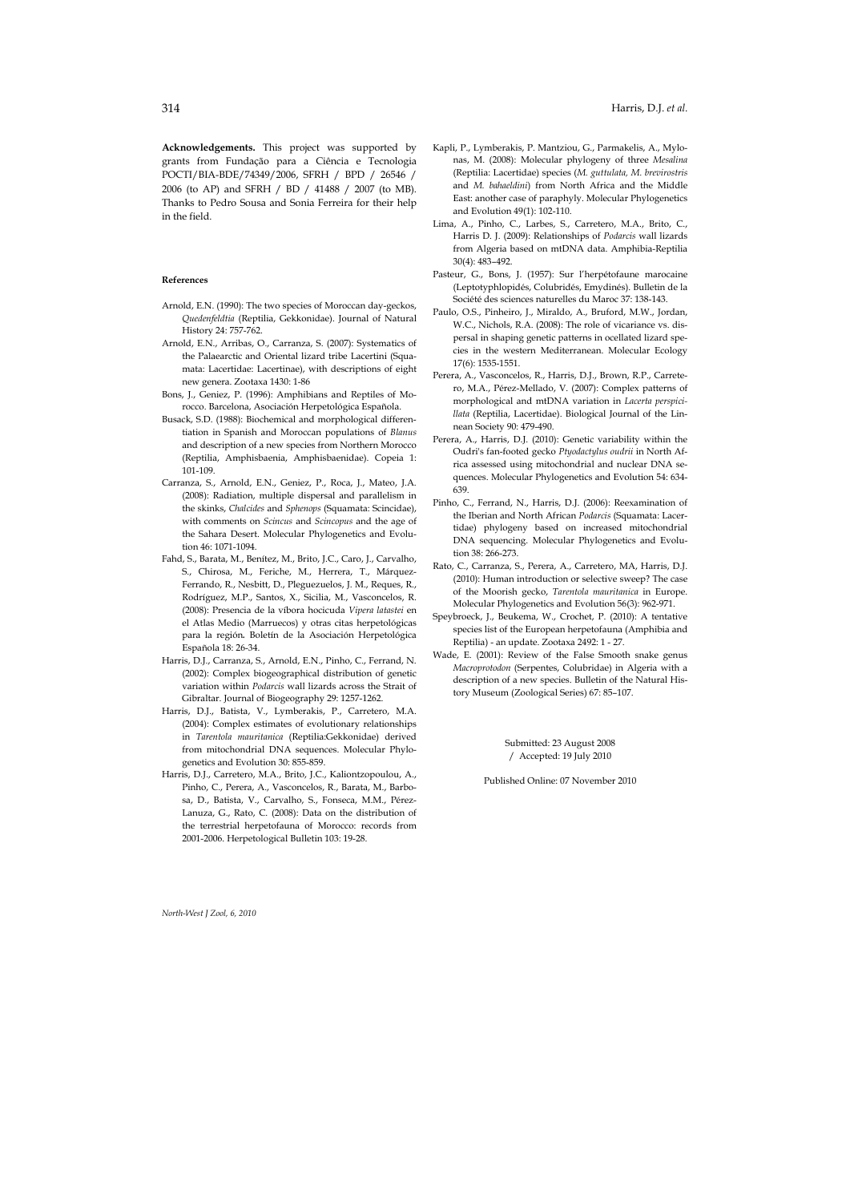**Acknowledgements.** This project was supported by grants from Fundação para a Ciência e Tecnologia POCTI/BIA-BDE/74349/2006, SFRH / BPD / 26546 / 2006 (to AP) and SFRH / BD / 41488 / 2007 (to MB). Thanks to Pedro Sousa and Sonia Ferreira for their help in the field.

#### References

- Arnold, E.N. (1990): The two species of Moroccan day-geckos, *Quedenfeldtia* (Reptilia, Gekkonidae). Journal of Natural History 24: 757-762.
- Arnold, E.N., Arribas, O., Carranza, S. (2007): Systematics of the Palaearctic and Oriental lizard tribe Lacertini (Squamata: Lacertidae: Lacertinae), with descriptions of eight new genera. Zootaxa 1430: 1-86
- Bons, J., Geniez, P. (1996): Amphibians and Reptiles of Morocco. Barcelona, Asociación Herpetológica Española.
- Busack, S.D. (1988): Biochemical and morphological differentiation in Spanish and Moroccan populations of *Blanus* and description of a new species from Northern Morocco (Reptilia, Amphisbaenia, Amphisbaenidae). Copeia 1: 101-109.
- Carranza, S., Arnold, E.N., Geniez, P., Roca, J., Mateo, J.A. (2008): Radiation, multiple dispersal and parallelism in the skinks, *Chalcides* and *Sphenops* (Squamata: Scincidae), with comments on *Scincus* and *Scincopus* and the age of the Sahara Desert. Molecular Phylogenetics and Evolution 46: 1071-1094.
- Fahd, S., Barata, M., Benítez, M., Brito, J.C., Caro, J., Carvalho, S., Chirosa, M., Feriche, M., Herrera, T., Márquez-Ferrando, R., Nesbitt, D., Pleguezuelos, J. M., Reques, R., Rodríguez, M.P., Santos, X., Sicilia, M., Vasconcelos, R. (2008): Presencia de la víbora hocicuda *Vipera latastei* en el Atlas Medio (Marruecos) y otras citas herpetológicas para la región**.** Boletín de la Asociación Herpetológica Española 18: 26-34.
- Harris, D.J., Carranza, S., Arnold, E.N., Pinho, C., Ferrand, N. (2002): Complex biogeographical distribution of genetic variation within *Podarcis* wall lizards across the Strait of Gibraltar. Journal of Biogeography 29: 1257-1262.
- Harris, D.J., Batista, V., Lymberakis, P., Carretero, M.A. (2004): Complex estimates of evolutionary relationships in *Tarentola mauritanica* (Reptilia:Gekkonidae) derived from mitochondrial DNA sequences. Molecular Phylogenetics and Evolution 30: 855-859.
- Harris, D.J., Carretero, M.A., Brito, J.C., Kaliontzopoulou, A., Pinho, C., Perera, A., Vasconcelos, R., Barata, M., Barbosa, D., Batista, V., Carvalho, S., Fonseca, M.M., Pérez-Lanuza, G., Rato, C. (2008): Data on the distribution of the terrestrial herpetofauna of Morocco: records from 2001-2006. Herpetological Bulletin 103: 19-28.
- Kapli, P., Lymberakis, P. Mantziou, G., Parmakelis, A., Mylonas, M. (2008): Molecular phylogeny of three *Mesalina* (Reptilia: Lacertidae) species (*M. guttulata, M. brevirostris* and *M. bahaeldini*) from North Africa and the Middle East: another case of paraphyly. Molecular Phylogenetics and Evolution 49(1): 102-110.
- Lima, A., Pinho, C., Larbes, S., Carretero, M.A., Brito, C., Harris D. J. (2009): Relationships of *Podarcis* wall lizards from Algeria based on mtDNA data. Amphibia-Reptilia 30(4): 483–492.
- Pasteur, G., Bons, J. (1957): Sur l'herpétofaune marocaine (Leptotyphlopidés, Colubridés, Emydinés). Bulletin de la Société des sciences naturelles du Maroc 37: 138-143.
- Paulo, O.S., Pinheiro, J., Miraldo, A., Bruford, M.W., Jordan, W.C., Nichols, R.A. (2008): The role of vicariance vs. dispersal in shaping genetic patterns in ocellated lizard species in the western Mediterranean. Molecular Ecology 17(6): 1535-1551.
- Perera, A., Vasconcelos, R., Harris, D.J., Brown, R.P., Carretero, M.A., Pérez-Mellado, V. (2007): Complex patterns of morphological and mtDNA variation in *Lacerta perspicillata* (Reptilia, Lacertidae). Biological Journal of the Linnean Society 90: 479-490.
- Perera, A., Harris, D.J. (2010): Genetic variability within the Oudri's fan-footed gecko *Ptyodactylus oudrii* in North Africa assessed using mitochondrial and nuclear DNA sequences. Molecular Phylogenetics and Evolution 54: 634-639.
- Pinho, C., Ferrand, N., Harris, D.J. (2006): Reexamination of the Iberian and North African *Podarcis* (Squamata: Lacertidae) phylogeny based on increased mitochondrial DNA sequencing. Molecular Phylogenetics and Evolution 38: 266-273.
- Rato, C., Carranza, S., Perera, A., Carretero, MA, Harris, D.J. (2010): Human introduction or selective sweep? The case of the Moorish gecko, *Tarentola mauritanica* in Europe. Molecular Phylogenetics and Evolution 56(3): 962-971.
- Speybroeck, J., Beukema, W., Crochet, P. (2010): A tentative species list of the European herpetofauna (Amphibia and Reptilia) - an update. Zootaxa 2492: 1 - 27.
- Wade, E. (2001): Review of the False Smooth snake genus *Macroprotodon* (Serpentes, Colubridae) in Algeria with a description of a new species. Bulletin of the Natural History Museum (Zoological Series) 67: 85–107.

Submitted: 23 August 2008
/ Accepted: 19 July 2010

Published Online: 07 November 2010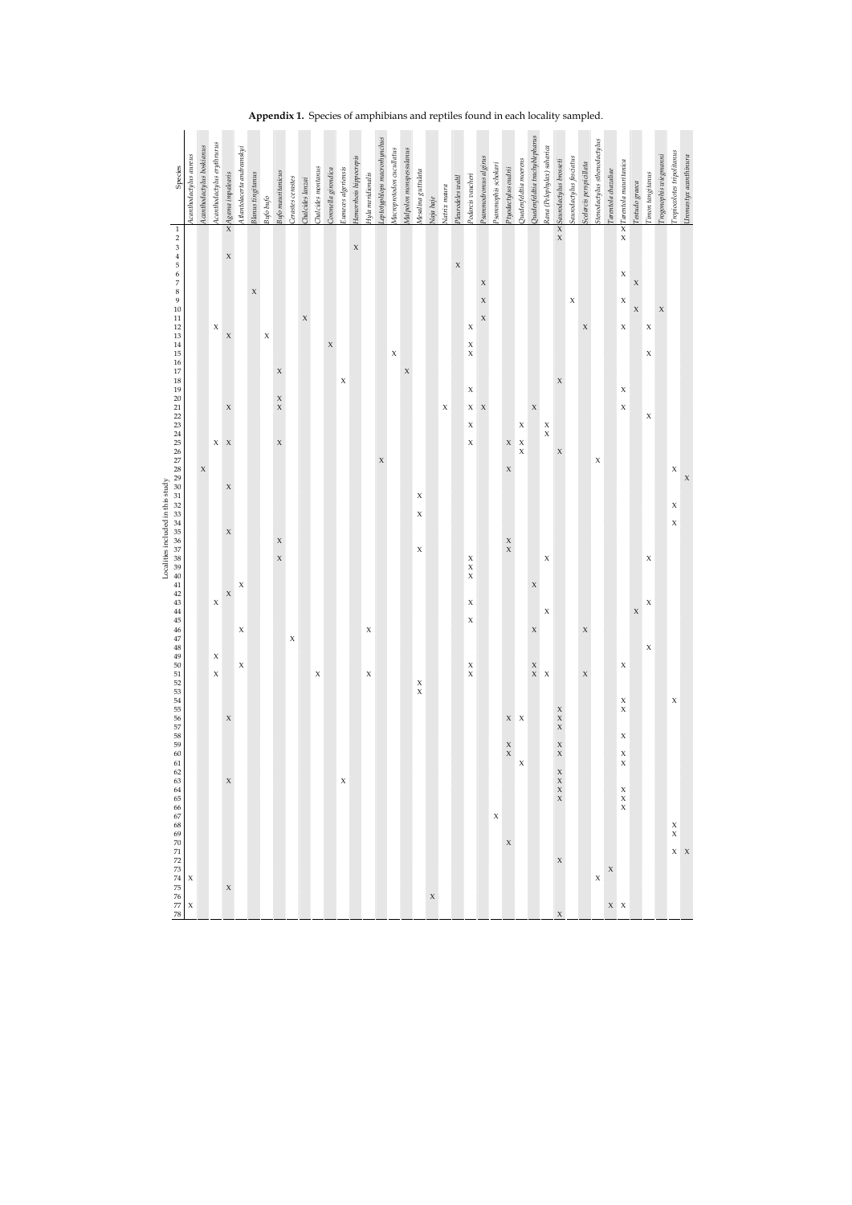**Appendix 1.** Species of amphibians and reptiles found in each locality sampled.

| Localities included in this study | *Acanthodactylus aureus* | *Acanthodactylus boskianus* | *Acanthodactylus erythrurus* | *Agama impalearis* | *Atlantolacerta andreanskyi* | *Blanus tingitanus* | *Bufo bufo* | *Bufo mauritanicus* | *Cerastes cerastes* | *Chalcides lanzai* | *Chalcides montanus* | *Coronella girondica* | *Eumeces algeriensis* | *Hemorrhois hippocrepis* | *Hyla meridionalis* | *Leptotyphlops macrorhynchus* | *Macroprotodon cucullatus* | *Malpolon monspessulanus* | *Mesalina guttulata* | *Naja haje* | *Natrix maura* | *Pleurodeles waltl* | *Podarcis vaucheri* | *Psammodromus algirus* | *Psammophis schokari* | *Ptyodactylus oudrii* | *Quedenfeldtia moerens* | *Quedenfeldtia trachyblepharus* | *Rana (Pelophylax) saharica* | *Saurodactylus brosseti* | *Saurodactylus fasciatus* | *Scelarcis perspicillata* | *Stenodactylus sthenodactylus* | *Tarentola chazaliae* | *Tarentola mauritanica* | *Testudo graeca* | *Timon tangitanus* | *Trogonophis wiegmanni* | *Tropiocolotes tripolitanus* | *Uromastyx acanthinura* |
|---|---|---|---|---|---|---|---|---|---|---|---|---|---|---|---|---|---|---|---|---|---|---|---|---|---|---|---|---|---|---|---|---|---|---|---|---|---|---|---|---|
| 1 | | | | X | | | | | | | | | | | | | | | | | | | | | | | | | | X | | | | | X | | | | | |
| 2 | | | | | | | | | | | | | | | | | | | | | | | | | | | | | | X | | | | | X | | | | | |
| 3 | | | | | | | | | | | | | | X | | | | | | | | | | | | | | | | | | | | | | | | | | |
| 4 | | | | X | | | | | | | | | | | | | | | | | | | | | | | | | | | | | | | | | | | | |
| 5 | | | | | | | | | | | | | | | | | | | | | | X | | | | | | | | | | | | | | | | | | |
| 6 | | | | | | | | | | | | | | | | | | | | | | | | | | | | | | | | | | | X | | | | | |
| 7 | | | | | | | | | | | | | | | | | | | | | | | | X | | | | | | | | | | | | X | | | | |
| 8 | | | | | | X | | | | | | | | | | | | | | | | | | | | | | | | | | | | | | | | | | |
| 9 | | | | | | | | | | | | | | | | | | | | | | | | X | | | | | | | X | | | | X | | | | | |
| 10 | | | | | | | | | | | | | | | | | | | | | | | | | | | | | | | | | | | | X | | X | | |
| 11 | | | | | | | | | | X | | | | | | | | | | | | | | X | | | | | | | | | | | | | | | | |
| 12 | | | X | | | | | | | | | | | | | | | | | | | | X | | | | | | | | | X | | | X | | X | | | |
| 13 | | | | X | | | X | | | | | | | | | | | | | | | | | | | | | | | | | | | | | | | | | |
| 14 | | | | | | | | | | | | X | | | | | | | | | | | X | | | | | | | | | | | | | | | | | |
| 15 | | | | | | | | | | | | | | | | | X | | | | | | X | | | | | | | | | | | | | | X | | | |
| 16 | | | | | | | | | | | | | | | | | | | | | | | | | | | | | | | | | | | | | | | | |
| 17 | | | | | | | | X | | | | | | | | | | X | | | | | | | | | | | | | | | | | | | | | | |
| 18 | | | | | | | | | | | | | X | | | | | | | | | | | | | | | | | X | | | | | | | | | | |
| 19 | | | | | | | | | | | | | | | | | | | | | | | X | | | | | | | | | | | | X | | | | | |
| 20 | | | | | | | | X | | | | | | | | | | | | | | | | | | | | | | | | | | | | | | | | |
| 21 | | | | X | | | | X | | | | | | | | | | | | | X | | X | X | | | | X | | | | | | | X | | | | | |
| 22 | | | | | | | | | | | | | | | | | | | | | | | | | | | | | | | | | | | | | X | | | |
| 23 | | | | | | | | | | | | | | | | | | | | | | | X | | | | X | | X | | | | | | | | | | | |
| 24 | | | | | | | | | | | | | | | | | | | | | | | | | | | | | X | | | | | | | | | | | |
| 25 | | | X | X | | | | X | | | | | | | | | | | | | | | X | | | X | X | | | | | | | | | | | | | |
| 26 | | | | | | | | | | | | | | | | | | | | | | | | | | | X | | | X | | | | | | | | | | |
| 27 | | | | | | | | | | | | | | | | X | | | | | | | | | | | | | | | | | | X | | | | | | |
| 28 | | X | | | | | | | | | | | | | | | | | | | | | | | | X | | | | | | | | | | | | | X | |
| 29 | | | | | | | | | | | | | | | | | | | | | | | | | | | | | | | | | | | | | | | | X |
| 30 | | | | X | | | | | | | | | | | | | | | | | | | | | | | | | | | | | | | | | | | | |
| 31 | | | | | | | | | | | | | | | | | | | X | | | | | | | | | | | | | | | | | | | | | |
| 32 | | | | | | | | | | | | | | | | | | | | | | | | | | | | | | | | | | | | | | | X | |
| 33 | | | | | | | | | | | | | | | | | | | X | | | | | | | | | | | | | | | | | | | | | |
| 34 | | | | | | | | | | | | | | | | | | | | | | | | | | | | | | | | | | | | | | | X | |
| 35 | | | | X | | | | | | | | | | | | | | | | | | | | | | | | | | | | | | | | | | | | |
| 36 | | | | | | | | X | | | | | | | | | | | | | | | | | | X | | | | | | | | | | | | | | |
| 37 | | | | | | | | | | | | | | | | | | | X | | | | | | | X | | | | | | | | | | | | | | |
| 38 | | | | | | | | X | | | | | | | | | | | | | | | X | | | | | | X | | | | | | | | X | | | |
| 39 | | | | | | | | | | | | | | | | | | | | | | | X | | | | | | | | | | | | | | | | | |
| 40 | | | | | | | | | | | | | | | | | | | | | | | X | | | | | | | | | | | | | | | | | |
| 41 | | | | | X | | | | | | | | | | | | | | | | | | | | | | | X | | | | | | | | | | | | |
| 42 | | | | X | | | | | | | | | | | | | | | | | | | | | | | | | | | | | | | | | | | | |
| 43 | | | X | | | | | | | | | | | | | | | | | | | | X | | | | | | | | | | | | | | X | | | |
| 44 | | | | | | | | | | | | | | | | | | | | | | | | | | | | | X | | | | | | | X | | | | |
| 45 | | | | | | | | | | | | | | | | | | | | | | | X | | | | | | | | | | | | | | | | | |
| 46 | | | | | X | | | | | | | | | | X | | | | | | | | | | | | | X | | | | X | | | | | | | | |
| 47 | | | | | | | | | X | | | | | | | | | | | | | | | | | | | | | | | | | | | | | | | |
| 48 | | | | | | | | | | | | | | | | | | | | | | | | | | | | | | | | | | | | | X | | | |
| 49 | | | X | | | | | | | | | | | | | | | | | | | | | | | | | | | | | | | | | | | | | |
| 50 | | | | | X | | | | | | | | | | | | | | | | | | X | | | | | X | | | | | | | X | | | | | |
| 51 | | | X | | | | | | | | X | | | | X | | | | | | | | X | | | | | X | X | | | X | | | | | | | | |
| 52 | | | | | | | | | | | | | | | | | | | X | | | | | | | | | | | | | | | | | | | | | |
| 53 | | | | | | | | | | | | | | | | | | | X | | | | | | | | | | | | | | | | | | | | | |
| 54 | | | | | | | | | | | | | | | | | | | | | | | | | | | | | | | | | | | X | | | | X | |
| 55 | | | | | | | | | | | | | | | | | | | | | | | | | | | | | | | | | | | X | | | | | |
| 56 | | | | X | | | | | | | | | | | | | | | | | | | | | | X | X | | | X | | | | | | | | | | |
| 57 | | | | | | | | | | | | | | | | | | | | | | | | | | | | | | X | | | | | | | | | | |
| 58 | | | | | | | | | | | | | | | | | | | | | | | | | | | | | | | | | | | X | | | | | |
| 59 | | | | | | | | | | | | | | | | | | | | | | | | | | X | | | | X | | | | | | | | | | |
| 60 | | | | | | | | | | | | | | | | | | | | | | | | | | X | | | | X | | | | | X | | | | | |
| 61 | | | | | | | | | | | | | | | | | | | | | | | | | | | X | | | | | | | | X | | | | | |
| 62 | | | | | | | | | | | | | | | | | | | | | | | | | | | | | | X | | | | | | | | | | |
| 63 | | | | X | | | | | | | | | X | | | | | | | | | | | | | | | | | X | | | | | | | | | | |
| 64 | | | | | | | | | | | | | | | | | | | | | | | | | | | | | | X | | | | | X | | | | | |
| 65 | | | | | | | | | | | | | | | | | | | | | | | | | | | | | | X | | | | | X | | | | | |
| 66 | | | | | | | | | | | | | | | | | | | | | | | | | | | | | | | | | | | X | | | | | |
| 67 | | | | | | | | | | | | | | | | | | | | | | | | | X | | | | | | | | | | | | | | | |
| 68 | | | | | | | | | | | | | | | | | | | | | | | | | | | | | | | | | | | | | | | X | |
| 69 | | | | | | | | | | | | | | | | | | | | | | | | | | | | | | | | | | | | | | | X | |
| 70 | | | | | | | | | | | | | | | | | | | | | | | | | | X | | | | | | | | | | | | | | |
| 71 | | | | | | | | | | | | | | | | | | | | | | | | | | | | | | | | | | | | | | | X | X |
| 72 | | | | | | | | | | | | | | | | | | | | | | | | | | | | | | X | | | | | | | | | | |
| 73 | | | | | | | | | | | | | | | | | | | | | | | | | | | | | | | | | | X | | | | | | |
| 74 | X | | | | | | | | | | | | | | | | | | | | | | | | | | | | | | | | X | | | | | | | |
| 75 | | | | X | | | | | | | | | | | | | | | | | | | | | | | | | | | | | | | | | | | | |
| 76 | | | | | | | | | | | | | | | | | | | | X | | | | | | | | | | | | | | | | | | | | |
| 77 | X | | | | | | | | | | | | | | | | | | | | | | | | | | | | | | | | | X | X | | | | | |
| 78 | | | | | | | | | | | | | | | | | | | | | | | | | | | | | | X | | | | | | | | | | |